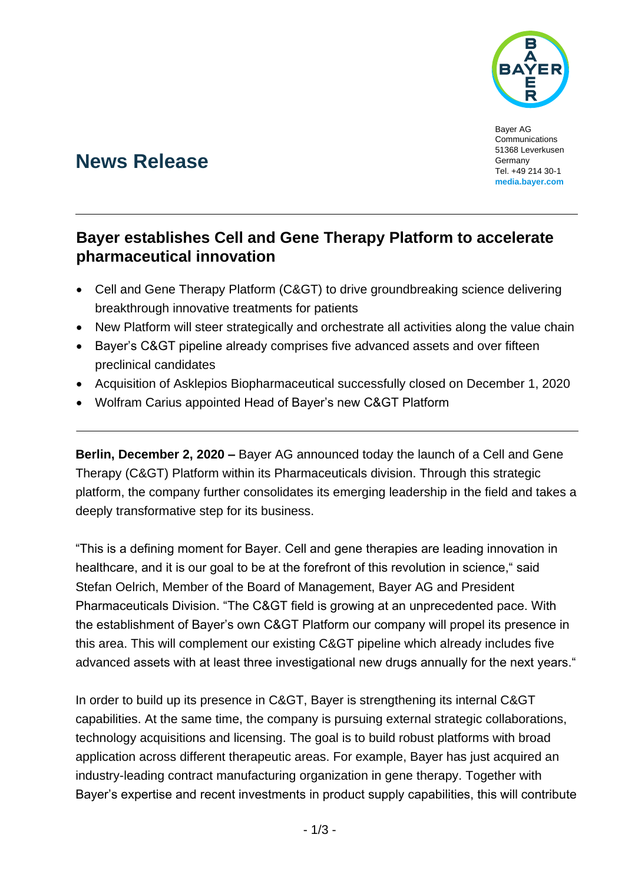Bayer AG
Communications
51368 Leverkusen
Germany
Tel. +49 214 30-1
**media.bayer.com**

# News Release

## Bayer establishes Cell and Gene Therapy Platform to accelerate pharmaceutical innovation

- Cell and Gene Therapy Platform (C&GT) to drive groundbreaking science delivering breakthrough innovative treatments for patients
- New Platform will steer strategically and orchestrate all activities along the value chain
- Bayer's C&GT pipeline already comprises five advanced assets and over fifteen preclinical candidates
- Acquisition of Asklepios Biopharmaceutical successfully closed on December 1, 2020
- Wolfram Carius appointed Head of Bayer's new C&GT Platform

**Berlin, December 2, 2020 –** Bayer AG announced today the launch of a Cell and Gene Therapy (C&GT) Platform within its Pharmaceuticals division. Through this strategic platform, the company further consolidates its emerging leadership in the field and takes a deeply transformative step for its business.

"This is a defining moment for Bayer. Cell and gene therapies are leading innovation in healthcare, and it is our goal to be at the forefront of this revolution in science," said Stefan Oelrich, Member of the Board of Management, Bayer AG and President Pharmaceuticals Division. "The C&GT field is growing at an unprecedented pace. With the establishment of Bayer's own C&GT Platform our company will propel its presence in this area. This will complement our existing C&GT pipeline which already includes five advanced assets with at least three investigational new drugs annually for the next years."

In order to build up its presence in C&GT, Bayer is strengthening its internal C&GT capabilities. At the same time, the company is pursuing external strategic collaborations, technology acquisitions and licensing. The goal is to build robust platforms with broad application across different therapeutic areas. For example, Bayer has just acquired an industry-leading contract manufacturing organization in gene therapy. Together with Bayer's expertise and recent investments in product supply capabilities, this will contribute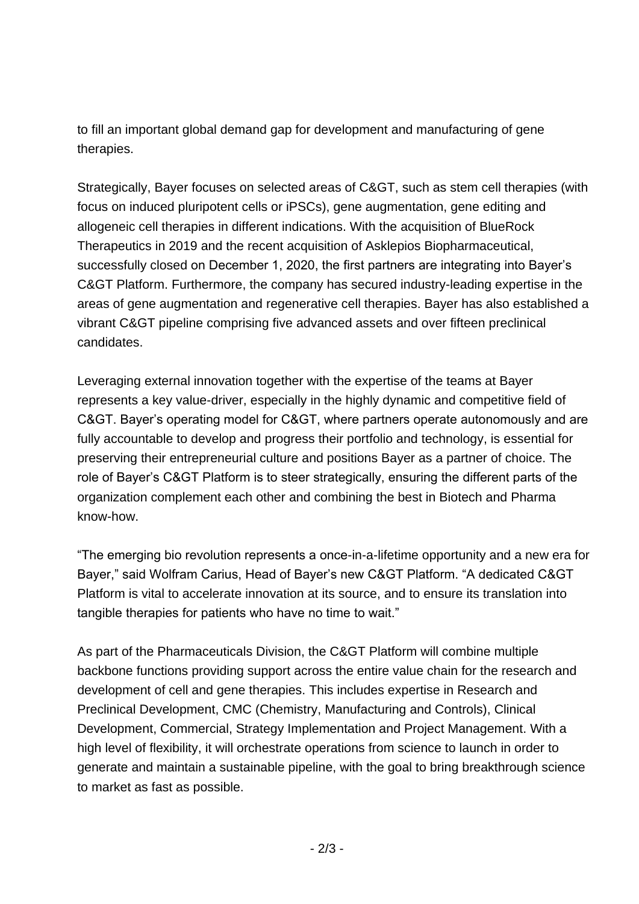to fill an important global demand gap for development and manufacturing of gene therapies.

Strategically, Bayer focuses on selected areas of C&GT, such as stem cell therapies (with focus on induced pluripotent cells or iPSCs), gene augmentation, gene editing and allogeneic cell therapies in different indications. With the acquisition of BlueRock Therapeutics in 2019 and the recent acquisition of Asklepios Biopharmaceutical, successfully closed on December 1, 2020, the first partners are integrating into Bayer's C&GT Platform. Furthermore, the company has secured industry-leading expertise in the areas of gene augmentation and regenerative cell therapies. Bayer has also established a vibrant C&GT pipeline comprising five advanced assets and over fifteen preclinical candidates.

Leveraging external innovation together with the expertise of the teams at Bayer represents a key value-driver, especially in the highly dynamic and competitive field of C&GT. Bayer's operating model for C&GT, where partners operate autonomously and are fully accountable to develop and progress their portfolio and technology, is essential for preserving their entrepreneurial culture and positions Bayer as a partner of choice. The role of Bayer's C&GT Platform is to steer strategically, ensuring the different parts of the organization complement each other and combining the best in Biotech and Pharma know-how.

"The emerging bio revolution represents a once-in-a-lifetime opportunity and a new era for Bayer," said Wolfram Carius, Head of Bayer's new C&GT Platform. "A dedicated C&GT Platform is vital to accelerate innovation at its source, and to ensure its translation into tangible therapies for patients who have no time to wait."

As part of the Pharmaceuticals Division, the C&GT Platform will combine multiple backbone functions providing support across the entire value chain for the research and development of cell and gene therapies. This includes expertise in Research and Preclinical Development, CMC (Chemistry, Manufacturing and Controls), Clinical Development, Commercial, Strategy Implementation and Project Management. With a high level of flexibility, it will orchestrate operations from science to launch in order to generate and maintain a sustainable pipeline, with the goal to bring breakthrough science to market as fast as possible.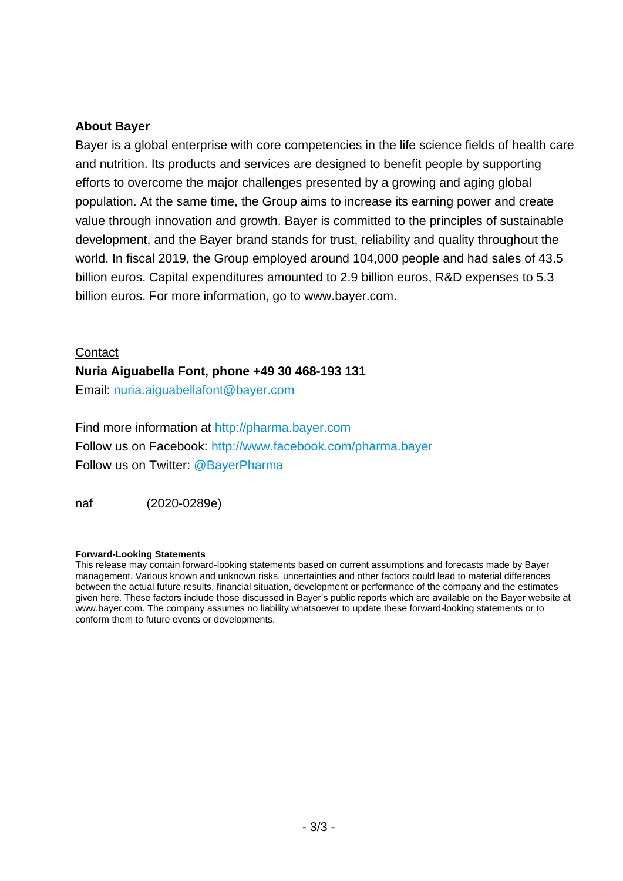**About Bayer**

Bayer is a global enterprise with core competencies in the life science fields of health care and nutrition. Its products and services are designed to benefit people by supporting efforts to overcome the major challenges presented by a growing and aging global population. At the same time, the Group aims to increase its earning power and create value through innovation and growth. Bayer is committed to the principles of sustainable development, and the Bayer brand stands for trust, reliability and quality throughout the world. In fiscal 2019, the Group employed around 104,000 people and had sales of 43.5 billion euros. Capital expenditures amounted to 2.9 billion euros, R&D expenses to 5.3 billion euros. For more information, go to www.bayer.com.

Contact

**Nuria Aiguabella Font, phone +49 30 468-193 131**

Email: nuria.aiguabellafont@bayer.com

Find more information at http://pharma.bayer.com

Follow us on Facebook: http://www.facebook.com/pharma.bayer

Follow us on Twitter: @BayerPharma

naf (2020-0289e)

**Forward-Looking Statements**

This release may contain forward-looking statements based on current assumptions and forecasts made by Bayer management. Various known and unknown risks, uncertainties and other factors could lead to material differences between the actual future results, financial situation, development or performance of the company and the estimates given here. These factors include those discussed in Bayer's public reports which are available on the Bayer website at www.bayer.com. The company assumes no liability whatsoever to update these forward-looking statements or to conform them to future events or developments.